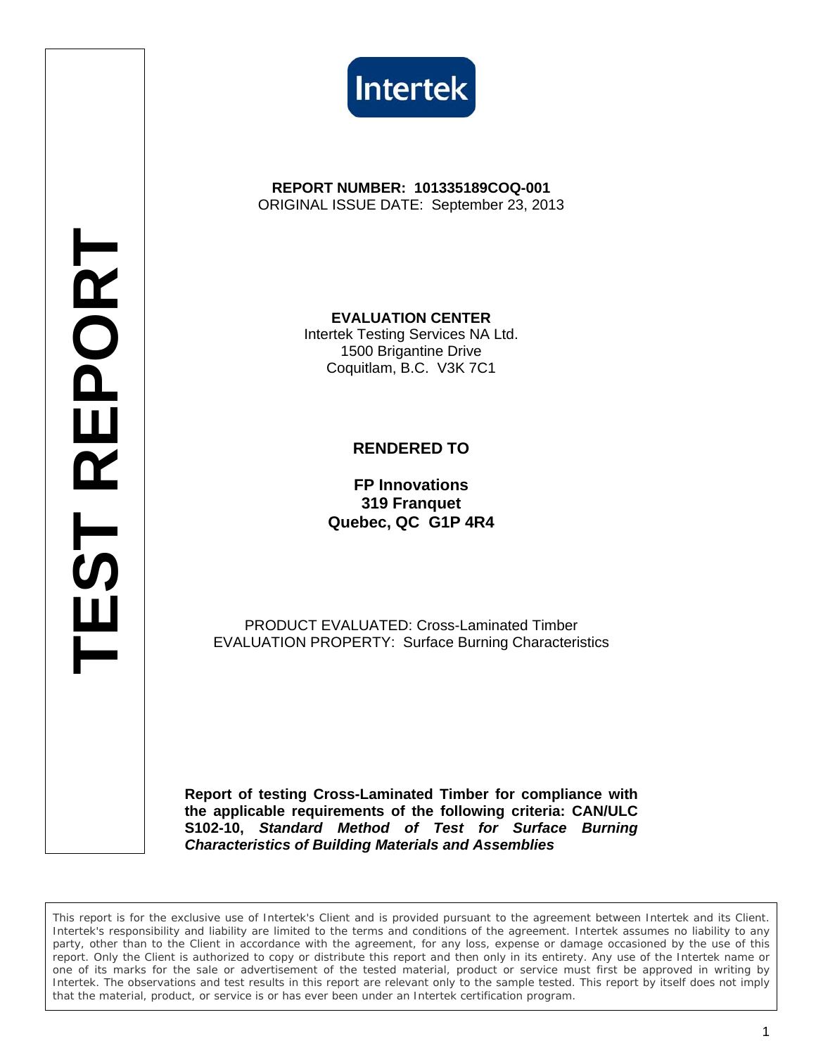# TEST REPORT

Intertek

**REPORT NUMBER: 101335189COQ-001**
ORIGINAL ISSUE DATE: September 23, 2013

**EVALUATION CENTER**
Intertek Testing Services NA Ltd.
1500 Brigantine Drive
Coquitlam, B.C. V3K 7C1

**RENDERED TO**

**FP Innovations**
**319 Franquet**
**Quebec, QC G1P 4R4**

PRODUCT EVALUATED: Cross-Laminated Timber
EVALUATION PROPERTY: Surface Burning Characteristics

**Report of testing Cross-Laminated Timber for compliance with the applicable requirements of the following criteria: CAN/ULC S102-10, *Standard Method of Test for Surface Burning Characteristics of Building Materials and Assemblies***

This report is for the exclusive use of Intertek's Client and is provided pursuant to the agreement between Intertek and its Client. Intertek's responsibility and liability are limited to the terms and conditions of the agreement. Intertek assumes no liability to any party, other than to the Client in accordance with the agreement, for any loss, expense or damage occasioned by the use of this report. Only the Client is authorized to copy or distribute this report and then only in its entirety. Any use of the Intertek name or one of its marks for the sale or advertisement of the tested material, product or service must first be approved in writing by Intertek. The observations and test results in this report are relevant only to the sample tested. This report by itself does not imply that the material, product, or service is or has ever been under an Intertek certification program.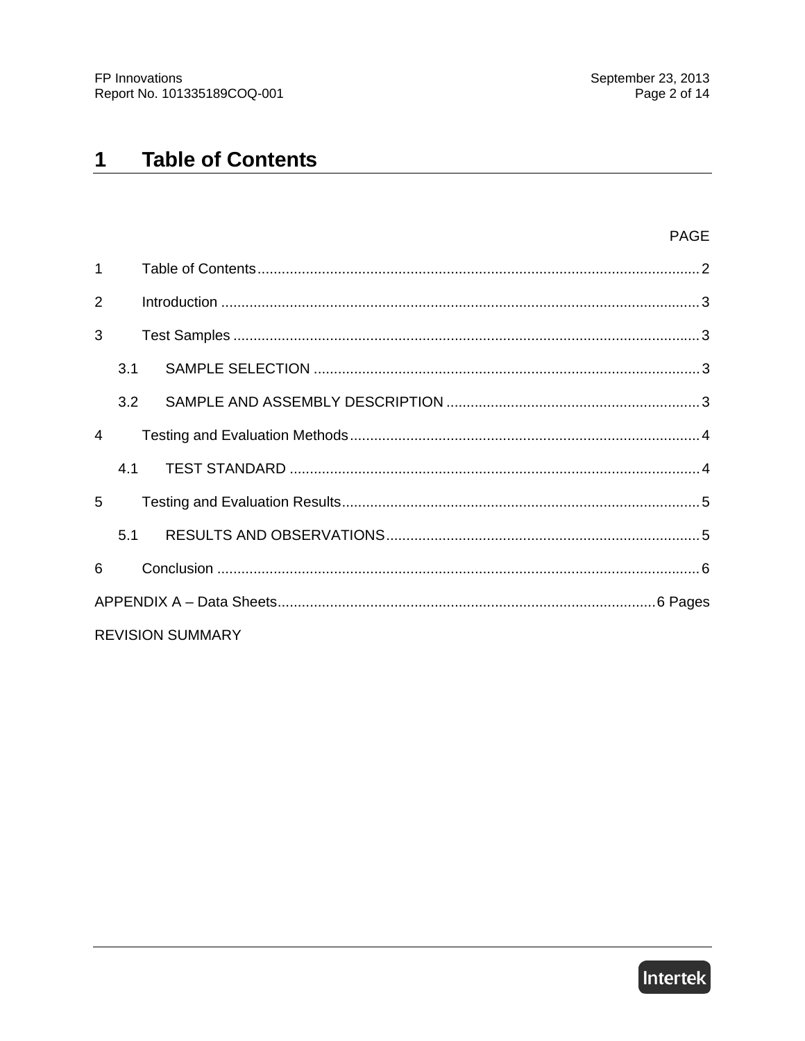# 1 Table of Contents

| | | PAGE |
|---|---|---|
| 1 | Table of Contents | 2 |
| 2 | Introduction | 3 |
| 3 | Test Samples | 3 |
| 3.1 | SAMPLE SELECTION | 3 |
| 3.2 | SAMPLE AND ASSEMBLY DESCRIPTION | 3 |
| 4 | Testing and Evaluation Methods | 4 |
| 4.1 | TEST STANDARD | 4 |
| 5 | Testing and Evaluation Results | 5 |
| 5.1 | RESULTS AND OBSERVATIONS | 5 |
| 6 | Conclusion | 6 |
| APPENDIX A – Data Sheets | | 6 Pages |
| REVISION SUMMARY | | |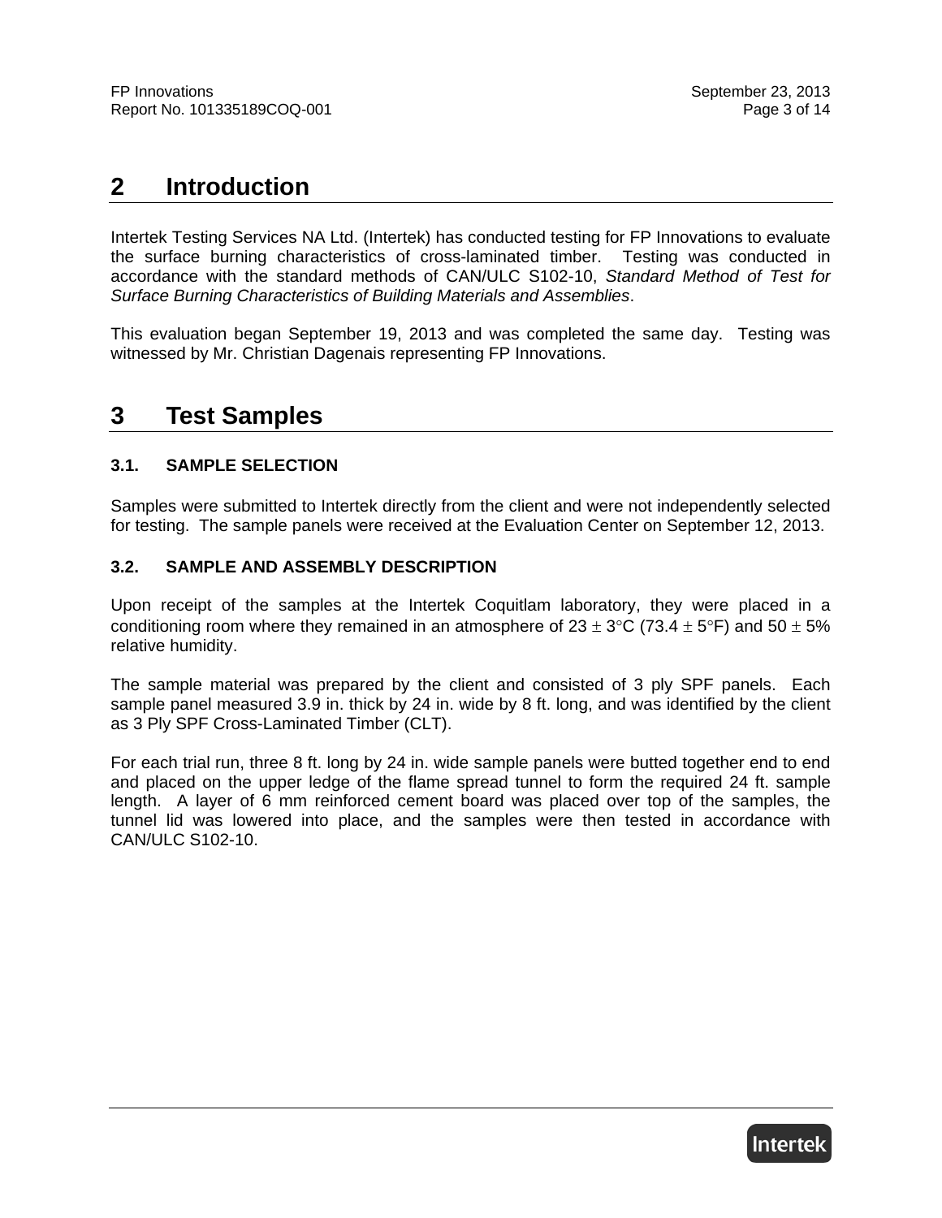## 2 Introduction

Intertek Testing Services NA Ltd. (Intertek) has conducted testing for FP Innovations to evaluate the surface burning characteristics of cross-laminated timber. Testing was conducted in accordance with the standard methods of CAN/ULC S102-10, *Standard Method of Test for Surface Burning Characteristics of Building Materials and Assemblies*.

This evaluation began September 19, 2013 and was completed the same day. Testing was witnessed by Mr. Christian Dagenais representing FP Innovations.

## 3 Test Samples

### 3.1. SAMPLE SELECTION

Samples were submitted to Intertek directly from the client and were not independently selected for testing. The sample panels were received at the Evaluation Center on September 12, 2013.

### 3.2. SAMPLE AND ASSEMBLY DESCRIPTION

Upon receipt of the samples at the Intertek Coquitlam laboratory, they were placed in a conditioning room where they remained in an atmosphere of 23 ± 3°C (73.4 ± 5°F) and 50 ± 5% relative humidity.

The sample material was prepared by the client and consisted of 3 ply SPF panels. Each sample panel measured 3.9 in. thick by 24 in. wide by 8 ft. long, and was identified by the client as 3 Ply SPF Cross-Laminated Timber (CLT).

For each trial run, three 8 ft. long by 24 in. wide sample panels were butted together end to end and placed on the upper ledge of the flame spread tunnel to form the required 24 ft. sample length. A layer of 6 mm reinforced cement board was placed over top of the samples, the tunnel lid was lowered into place, and the samples were then tested in accordance with CAN/ULC S102-10.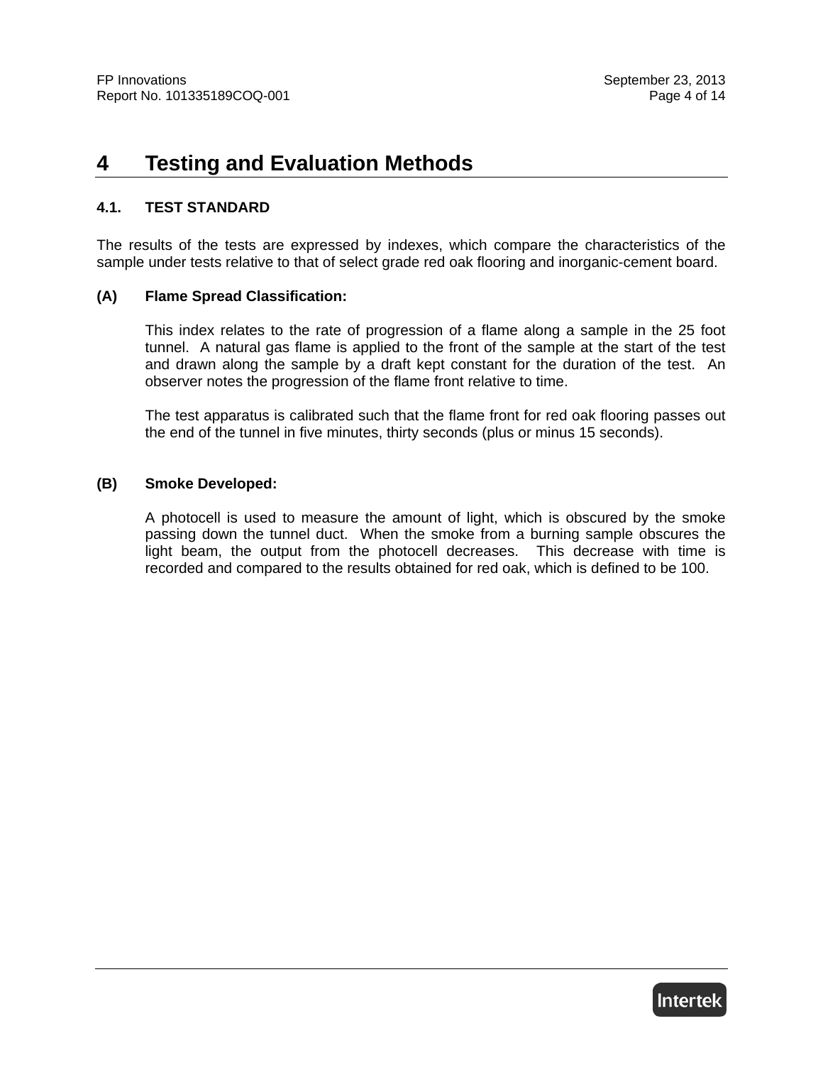# 4 Testing and Evaluation Methods

## 4.1. TEST STANDARD

The results of the tests are expressed by indexes, which compare the characteristics of the sample under tests relative to that of select grade red oak flooring and inorganic-cement board.

### (A) Flame Spread Classification:

This index relates to the rate of progression of a flame along a sample in the 25 foot tunnel. A natural gas flame is applied to the front of the sample at the start of the test and drawn along the sample by a draft kept constant for the duration of the test. An observer notes the progression of the flame front relative to time.

The test apparatus is calibrated such that the flame front for red oak flooring passes out the end of the tunnel in five minutes, thirty seconds (plus or minus 15 seconds).

### (B) Smoke Developed:

A photocell is used to measure the amount of light, which is obscured by the smoke passing down the tunnel duct. When the smoke from a burning sample obscures the light beam, the output from the photocell decreases. This decrease with time is recorded and compared to the results obtained for red oak, which is defined to be 100.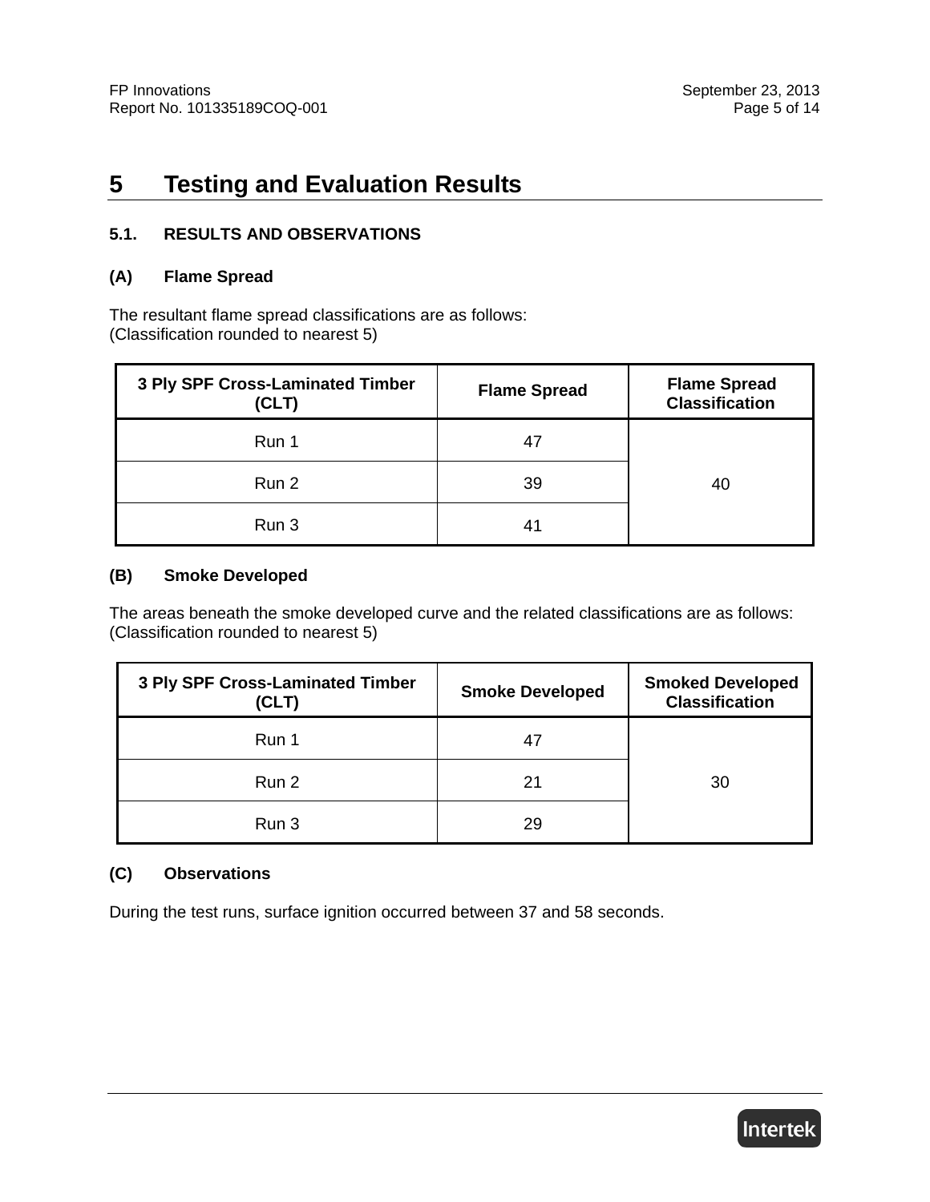# 5 Testing and Evaluation Results

## 5.1. RESULTS AND OBSERVATIONS

### (A) Flame Spread

The resultant flame spread classifications are as follows:
(Classification rounded to nearest 5)

| 3 Ply SPF Cross-Laminated Timber (CLT) | Flame Spread | Flame Spread Classification |
|---|---|---|
| Run 1 | 47 | 40 |
| Run 2 | 39 | |
| Run 3 | 41 | |

### (B) Smoke Developed

The areas beneath the smoke developed curve and the related classifications are as follows:
(Classification rounded to nearest 5)

| 3 Ply SPF Cross-Laminated Timber (CLT) | Smoke Developed | Smoked Developed Classification |
|---|---|---|
| Run 1 | 47 | 30 |
| Run 2 | 21 | |
| Run 3 | 29 | |

### (C) Observations

During the test runs, surface ignition occurred between 37 and 58 seconds.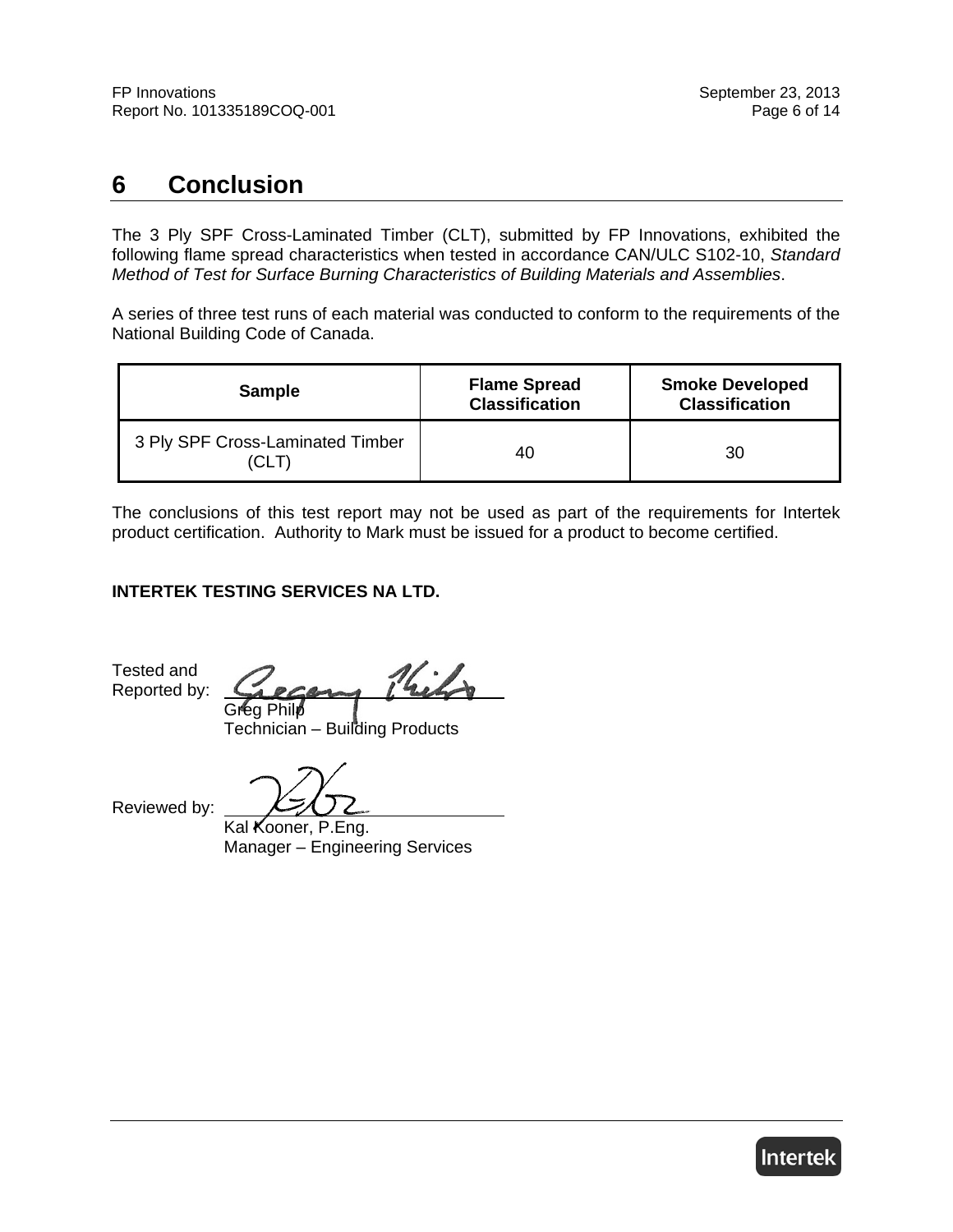# 6 Conclusion

The 3 Ply SPF Cross-Laminated Timber (CLT), submitted by FP Innovations, exhibited the following flame spread characteristics when tested in accordance CAN/ULC S102-10, *Standard Method of Test for Surface Burning Characteristics of Building Materials and Assemblies*.

A series of three test runs of each material was conducted to conform to the requirements of the National Building Code of Canada.

| Sample | Flame Spread Classification | Smoke Developed Classification |
|---|---|---|
| 3 Ply SPF Cross-Laminated Timber (CLT) | 40 | 30 |

The conclusions of this test report may not be used as part of the requirements for Intertek product certification. Authority to Mark must be issued for a product to become certified.

**INTERTEK TESTING SERVICES NA LTD.**

Tested and Reported by: ______________________
Greg Philp
Technician – Building Products

Reviewed by: ______________________
Kal Kooner, P.Eng.
Manager – Engineering Services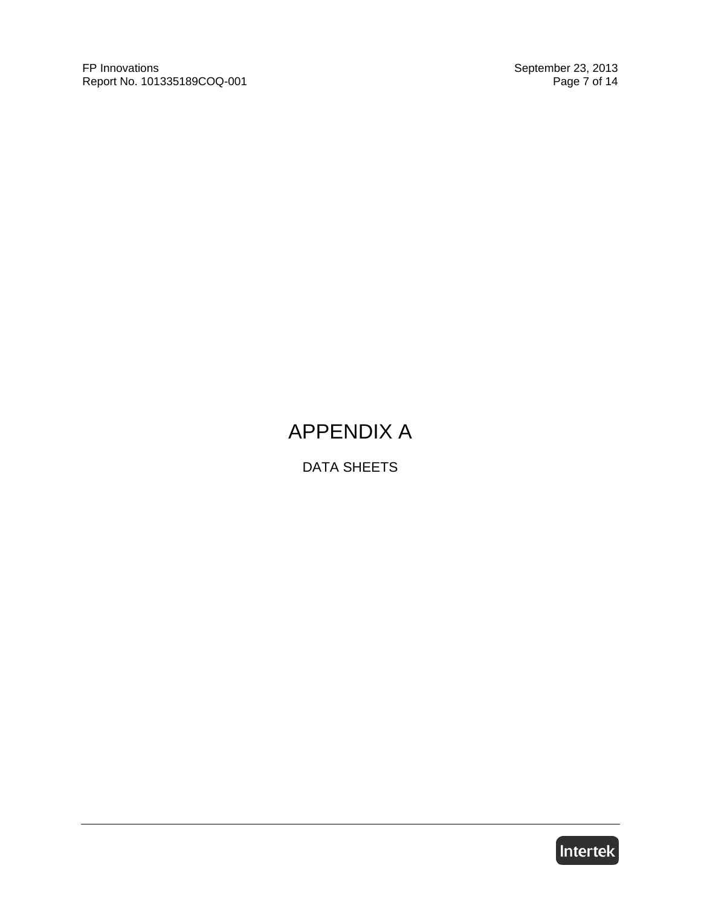# APPENDIX A

DATA SHEETS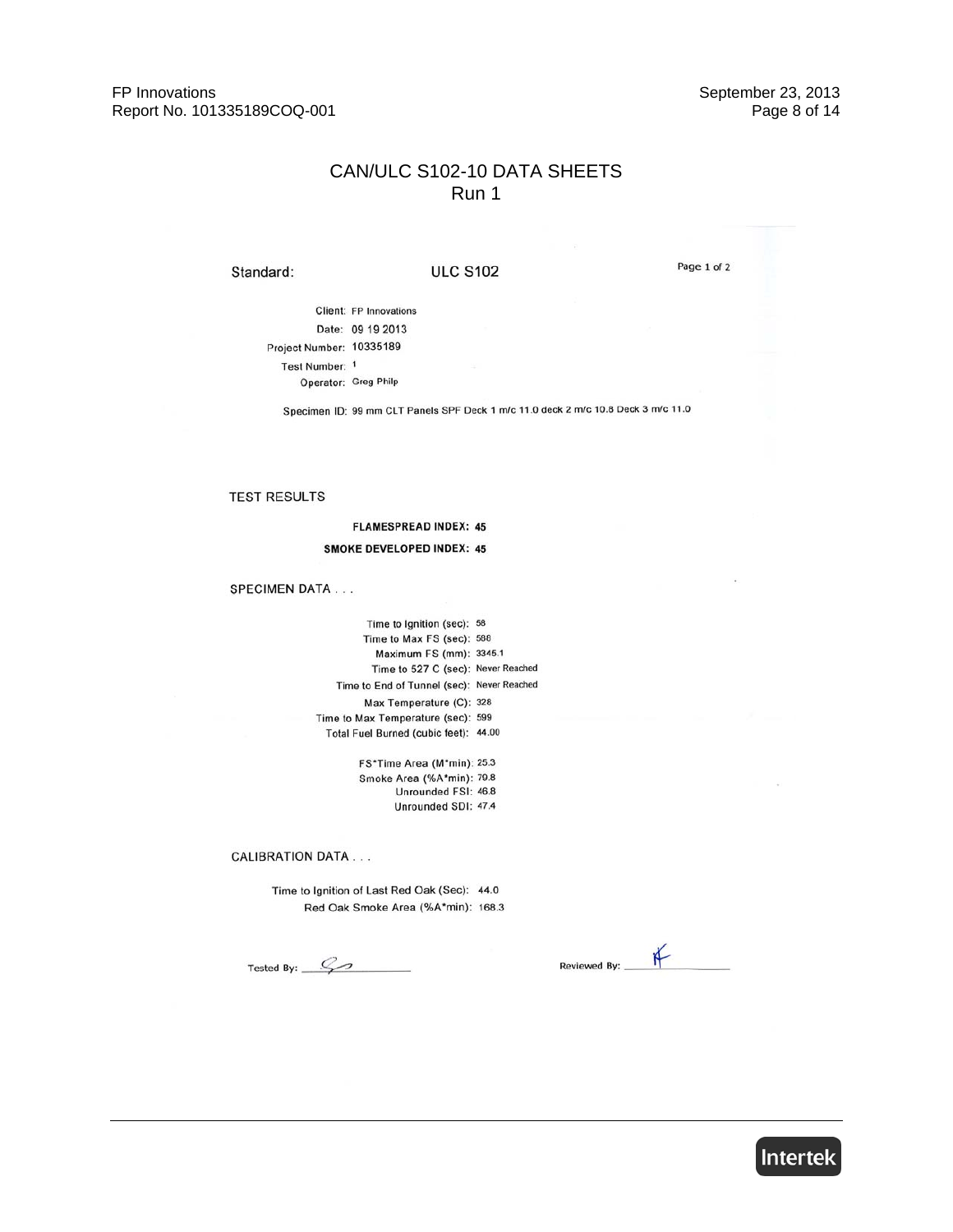# CAN/ULC S102-10 DATA SHEETS
## Run 1

Standard: **ULC S102**

Page 1 of 2

Client: FP Innovations
Date: 09 19 2013
Project Number: 10335189
Test Number: 1
Operator: Greg Philp

Specimen ID: 99 mm CLT Panels SPF Deck 1 m/c 11.0 deck 2 m/c 10.8 Deck 3 m/c 11.0

### TEST RESULTS

**FLAMESPREAD INDEX: 45**

**SMOKE DEVELOPED INDEX: 45**

### SPECIMEN DATA . . .

Time to Ignition (sec): 58
Time to Max FS (sec): 588
Maximum FS (mm): 3345.1
Time to 527 C (sec): Never Reached
Time to End of Tunnel (sec): Never Reached
Max Temperature (C): 328
Time to Max Temperature (sec): 599
Total Fuel Burned (cubic feet): 44.00

FS*Time Area (M*min): 25.3
Smoke Area (%A*min): 79.8
Unrounded FSI: 46.8
Unrounded SDI: 47.4

### CALIBRATION DATA . . .

Time to Ignition of Last Red Oak (Sec): 44.0
Red Oak Smoke Area (%A*min): 168.3

Tested By: ____________ Reviewed By: ____________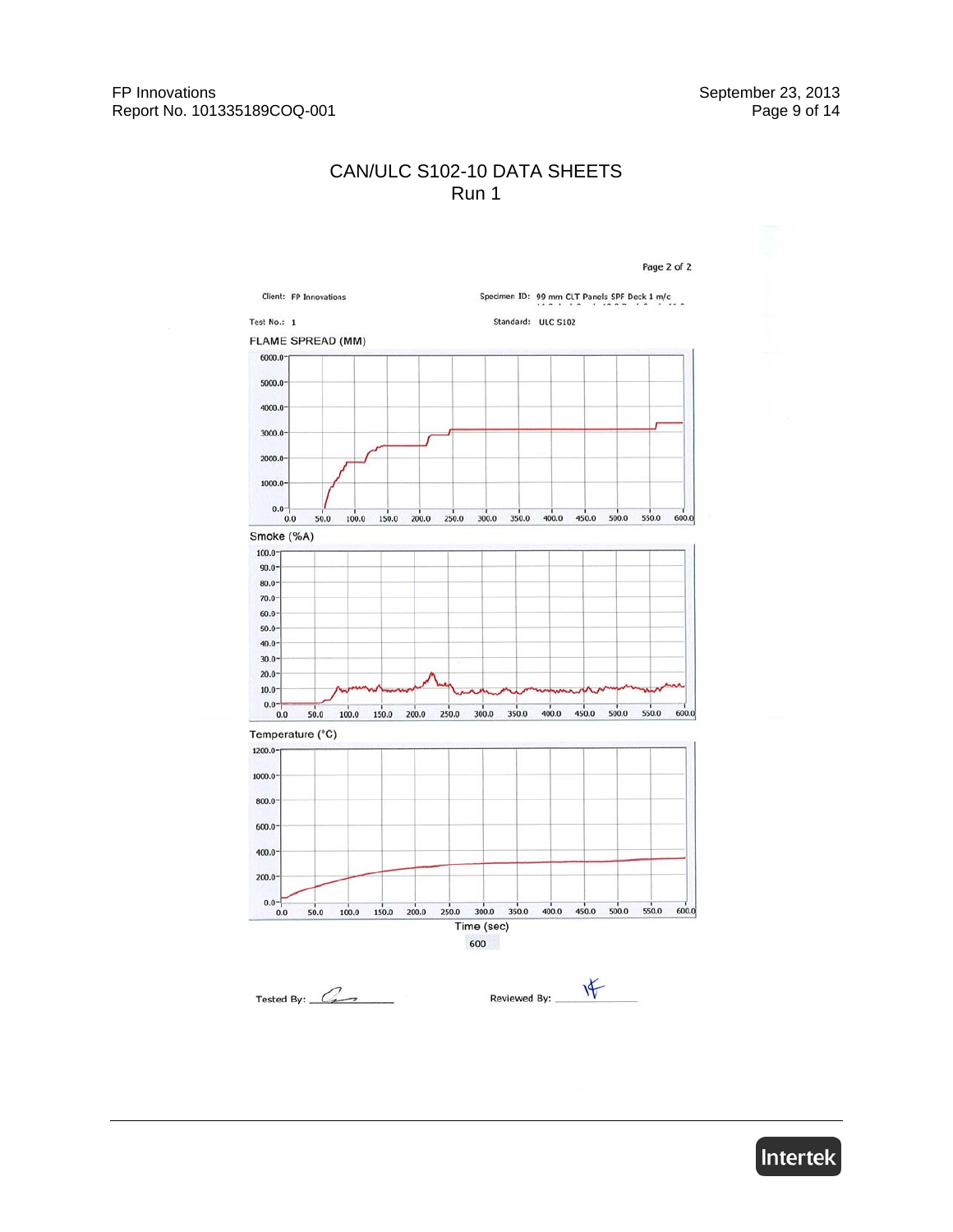# CAN/ULC S102-10 DATA SHEETS
## Run 1

Page 2 of 2

Client: FP Innovations

Specimen ID: 99 mm CLT Panels SPF Deck 1 m/c

Test No.: 1

Standard: ULC S102

FLAME SPREAD (MM)

Smoke (%A)

Temperature (°C)

Time (sec)

600

Tested By: ____________

Reviewed By: ____________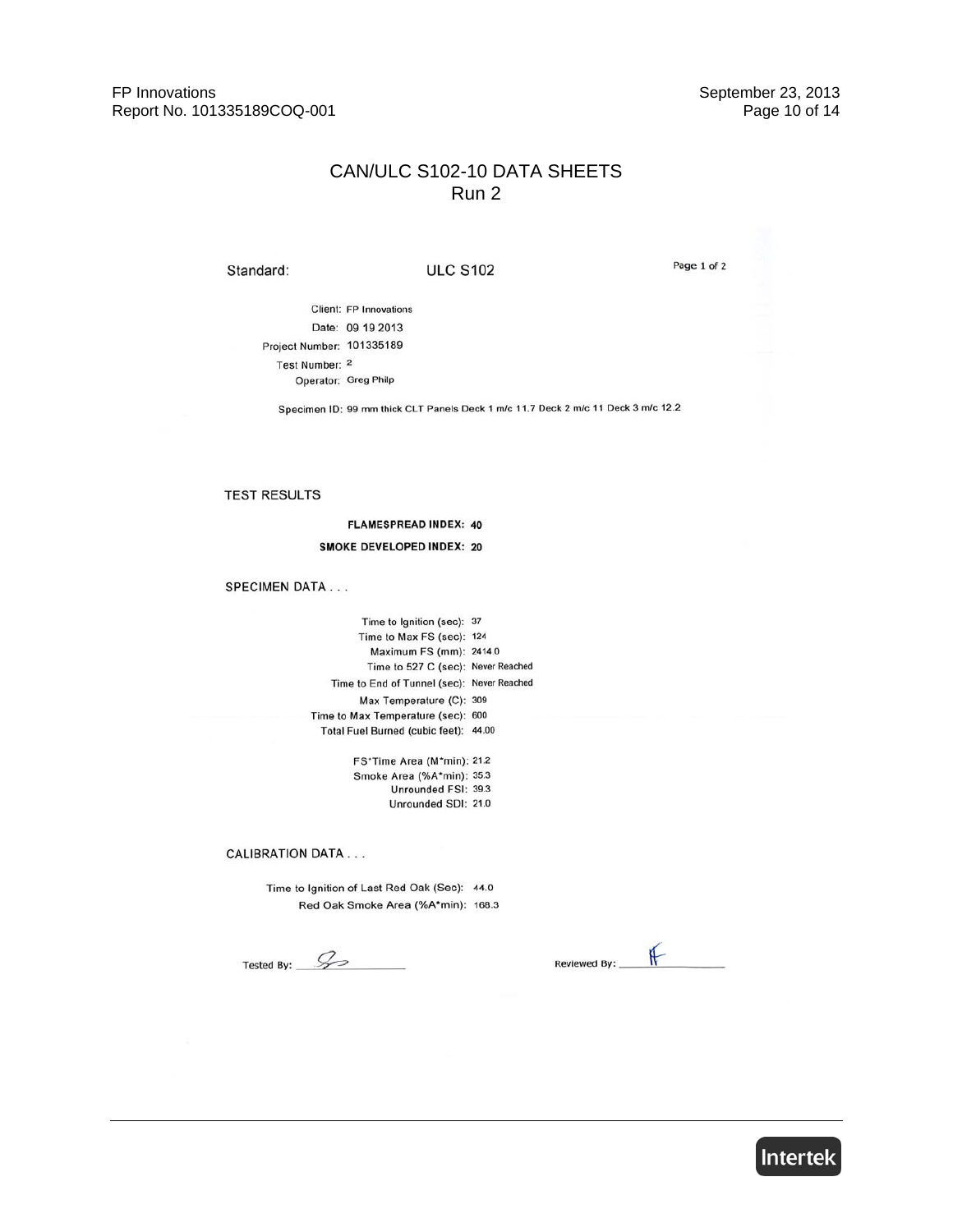# CAN/ULC S102-10 DATA SHEETS
## Run 2

Standard: ULC S102

Page 1 of 2

Client: FP Innovations
Date: 09 19 2013
Project Number: 101335189
Test Number: 2
Operator: Greg Philp

Specimen ID: 99 mm thick CLT Panels Deck 1 m/c 11.7 Deck 2 m/c 11 Deck 3 m/c 12.2

TEST RESULTS

**FLAMESPREAD INDEX: 40**

**SMOKE DEVELOPED INDEX: 20**

SPECIMEN DATA . . .

Time to Ignition (sec): 37
Time to Max FS (sec): 124
Maximum FS (mm): 2414.0
Time to 527 C (sec): Never Reached
Time to End of Tunnel (sec): Never Reached
Max Temperature (C): 309
Time to Max Temperature (sec): 600
Total Fuel Burned (cubic feet): 44.00

FS*Time Area (M*min): 21.2
Smoke Area (%A*min): 35.3
Unrounded FSI: 39.3
Unrounded SDI: 21.0

CALIBRATION DATA . . .

Time to Ignition of Last Red Oak (Sec): 44.0
Red Oak Smoke Area (%A*min): 168.3

Tested By: ________

Reviewed By: ________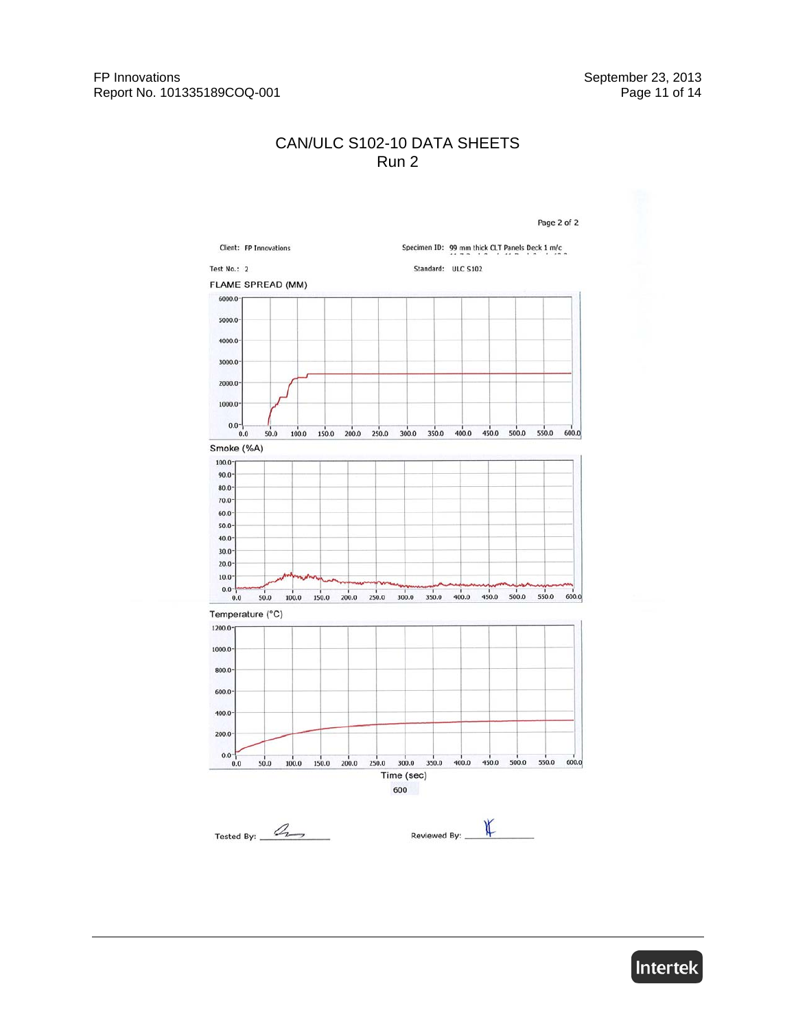# CAN/ULC S102-10 DATA SHEETS
## Run 2

Page 2 of 2

Client: FP Innovations

Specimen ID: 99 mm thick CLT Panels Deck 1 m/c

Test No.: 2

Standard: ULC S102

FLAME SPREAD (MM)

Smoke (%A)

Temperature (°C)

Time (sec)

600

Tested By:

Reviewed By: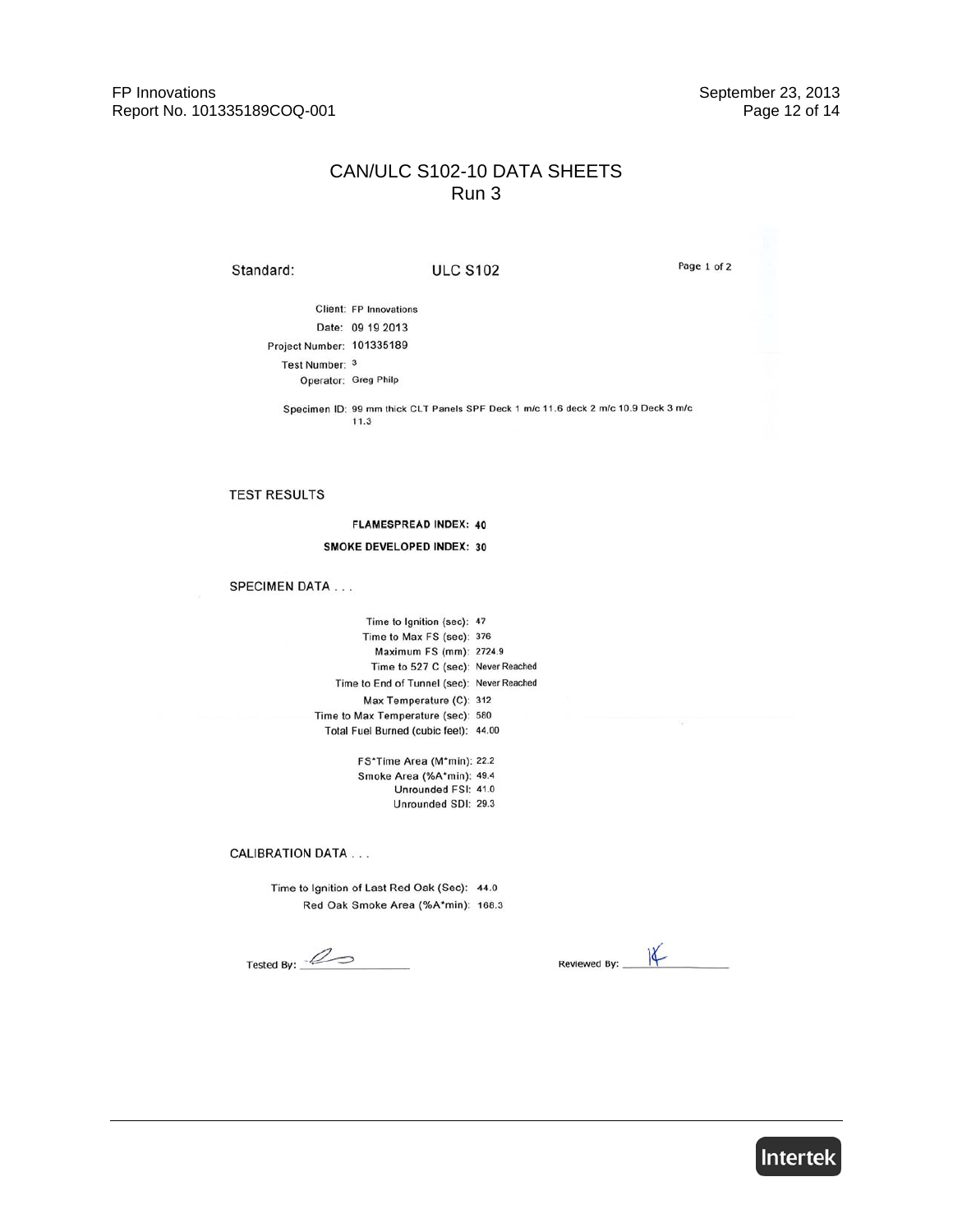# CAN/ULC S102-10 DATA SHEETS
## Run 3

Standard: **ULC S102**

Page 1 of 2

Client: FP Innovations
Date: 09 19 2013
Project Number: 101335189
Test Number: 3
Operator: Greg Philp

Specimen ID: 99 mm thick CLT Panels SPF Deck 1 m/c 11.6 deck 2 m/c 10.9 Deck 3 m/c 11.3

### TEST RESULTS

**FLAMESPREAD INDEX: 40**

**SMOKE DEVELOPED INDEX: 30**

### SPECIMEN DATA . . .

Time to Ignition (sec): 47
Time to Max FS (sec): 376
Maximum FS (mm): 2724.9
Time to 527 C (sec): Never Reached
Time to End of Tunnel (sec): Never Reached
Max Temperature (C): 312
Time to Max Temperature (sec): 580
Total Fuel Burned (cubic feet): 44.00

FS*Time Area (M*min): 22.2
Smoke Area (%A*min): 49.4
Unrounded FSI: 41.0
Unrounded SDI: 29.3

### CALIBRATION DATA . . .

Time to Ignition of Last Red Oak (Sec): 44.0
Red Oak Smoke Area (%A*min): 166.3

Tested By: ____________ Reviewed By: ____________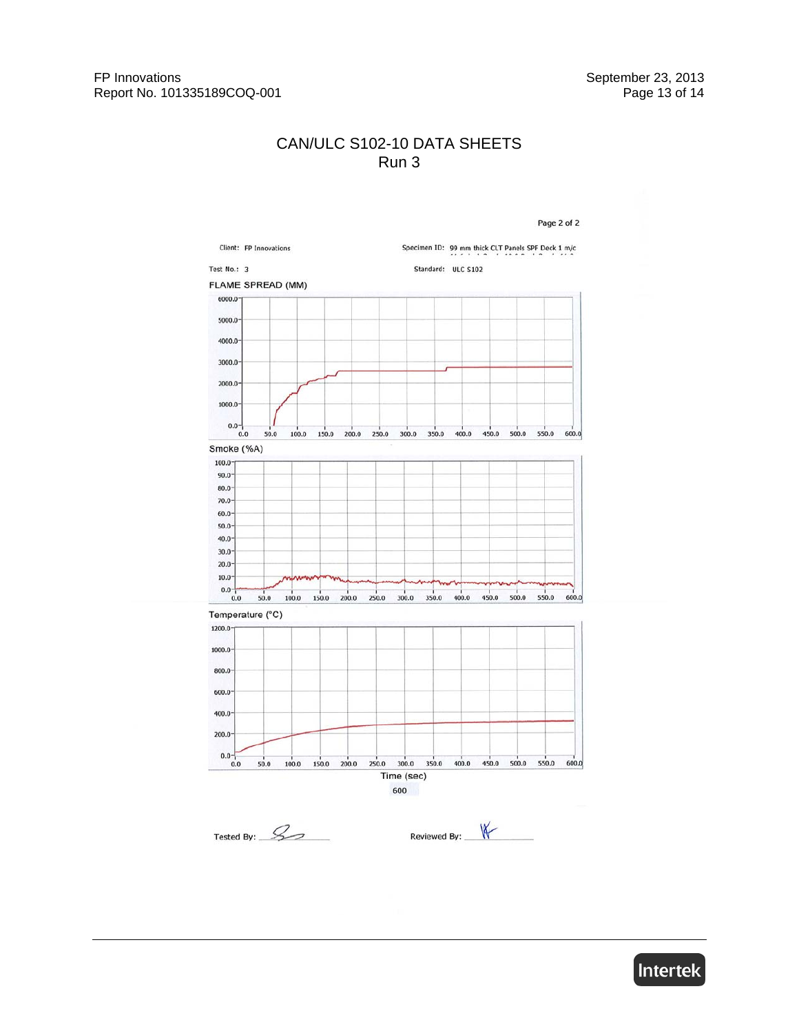# CAN/ULC S102-10 DATA SHEETS

## Run 3

Page 2 of 2

Client: FP Innovations

Specimen ID: 99 mm thick CLT Panels SPF Deck 1 m/c

Test No.: 3

Standard: ULC S102

FLAME SPREAD (MM)

Smoke (%A)

Temperature (°C)

Time (sec)

600

Tested By:

Reviewed By: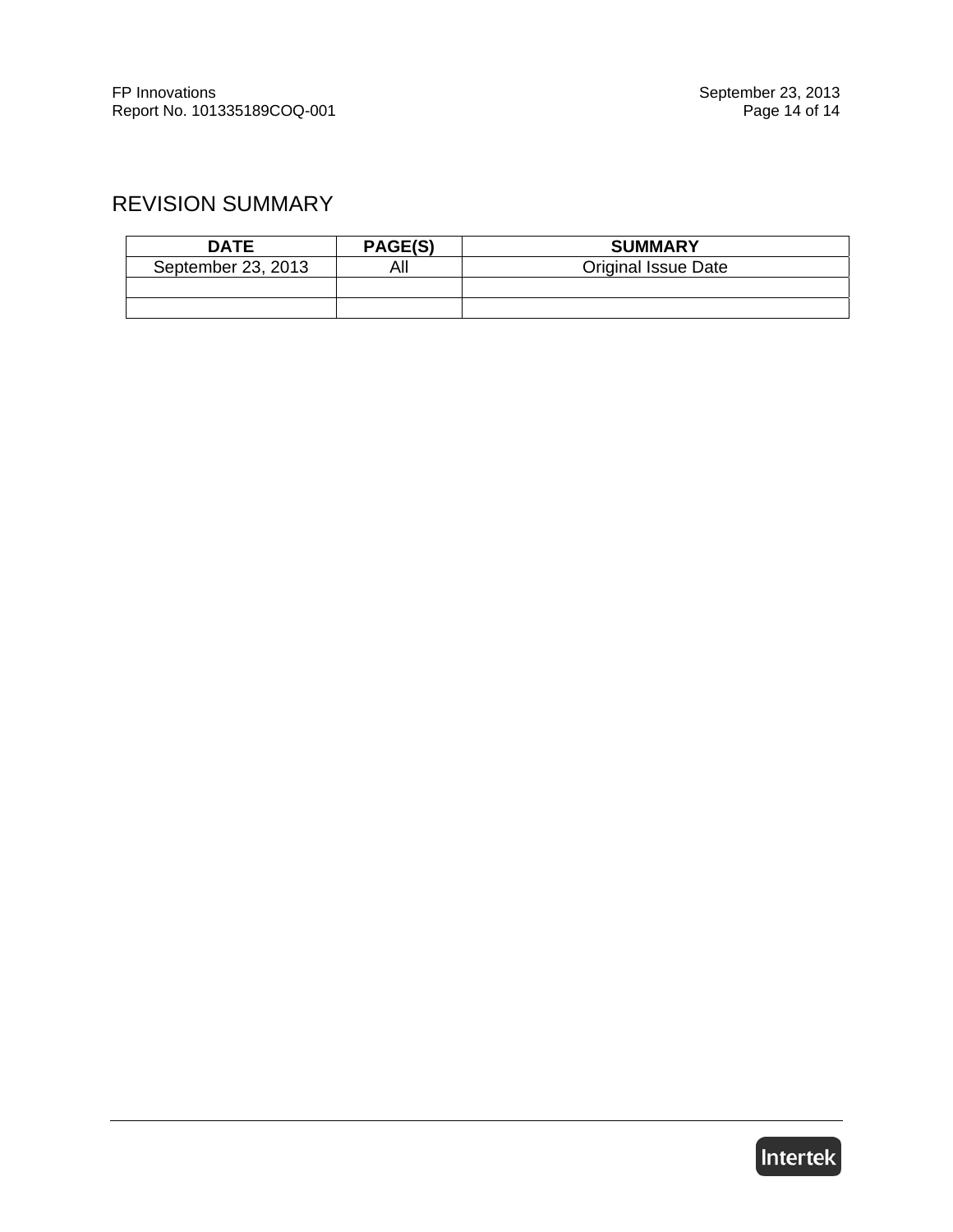# REVISION SUMMARY

| DATE | PAGE(S) | SUMMARY |
|---|---|---|
| September 23, 2013 | All | Original Issue Date |
| | | |
| | | |